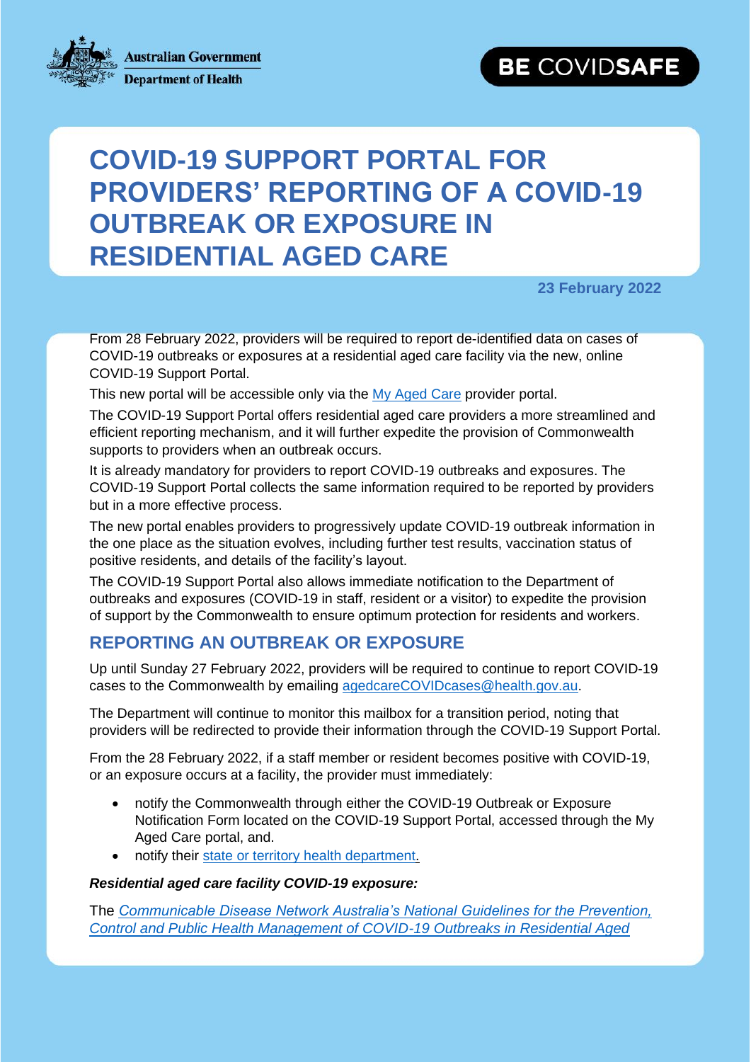Australian Government
Department of Health

BE COVIDSAFE

# COVID-19 SUPPORT PORTAL FOR PROVIDERS' REPORTING OF A COVID-19 OUTBREAK OR EXPOSURE IN RESIDENTIAL AGED CARE

**23 February 2022**

From 28 February 2022, providers will be required to report de-identified data on cases of COVID-19 outbreaks or exposures at a residential aged care facility via the new, online COVID-19 Support Portal.

This new portal will be accessible only via the [My Aged Care](#) provider portal.

The COVID-19 Support Portal offers residential aged care providers a more streamlined and efficient reporting mechanism, and it will further expedite the provision of Commonwealth supports to providers when an outbreak occurs.

It is already mandatory for providers to report COVID-19 outbreaks and exposures. The COVID-19 Support Portal collects the same information required to be reported by providers but in a more effective process.

The new portal enables providers to progressively update COVID-19 outbreak information in the one place as the situation evolves, including further test results, vaccination status of positive residents, and details of the facility's layout.

The COVID-19 Support Portal also allows immediate notification to the Department of outbreaks and exposures (COVID-19 in staff, resident or a visitor) to expedite the provision of support by the Commonwealth to ensure optimum protection for residents and workers.

## REPORTING AN OUTBREAK OR EXPOSURE

Up until Sunday 27 February 2022, providers will be required to continue to report COVID-19 cases to the Commonwealth by emailing agedcareCOVIDcases@health.gov.au.

The Department will continue to monitor this mailbox for a transition period, noting that providers will be redirected to provide their information through the COVID-19 Support Portal.

From the 28 February 2022, if a staff member or resident becomes positive with COVID-19, or an exposure occurs at a facility, the provider must immediately:

- notify the Commonwealth through either the COVID-19 Outbreak or Exposure Notification Form located on the COVID-19 Support Portal, accessed through the My Aged Care portal, and.
- notify their [state or territory health department](#).

***Residential aged care facility COVID-19 exposure:***

The *[Communicable Disease Network Australia's National Guidelines for the Prevention, Control and Public Health Management of COVID-19 Outbreaks in Residential Aged](#)*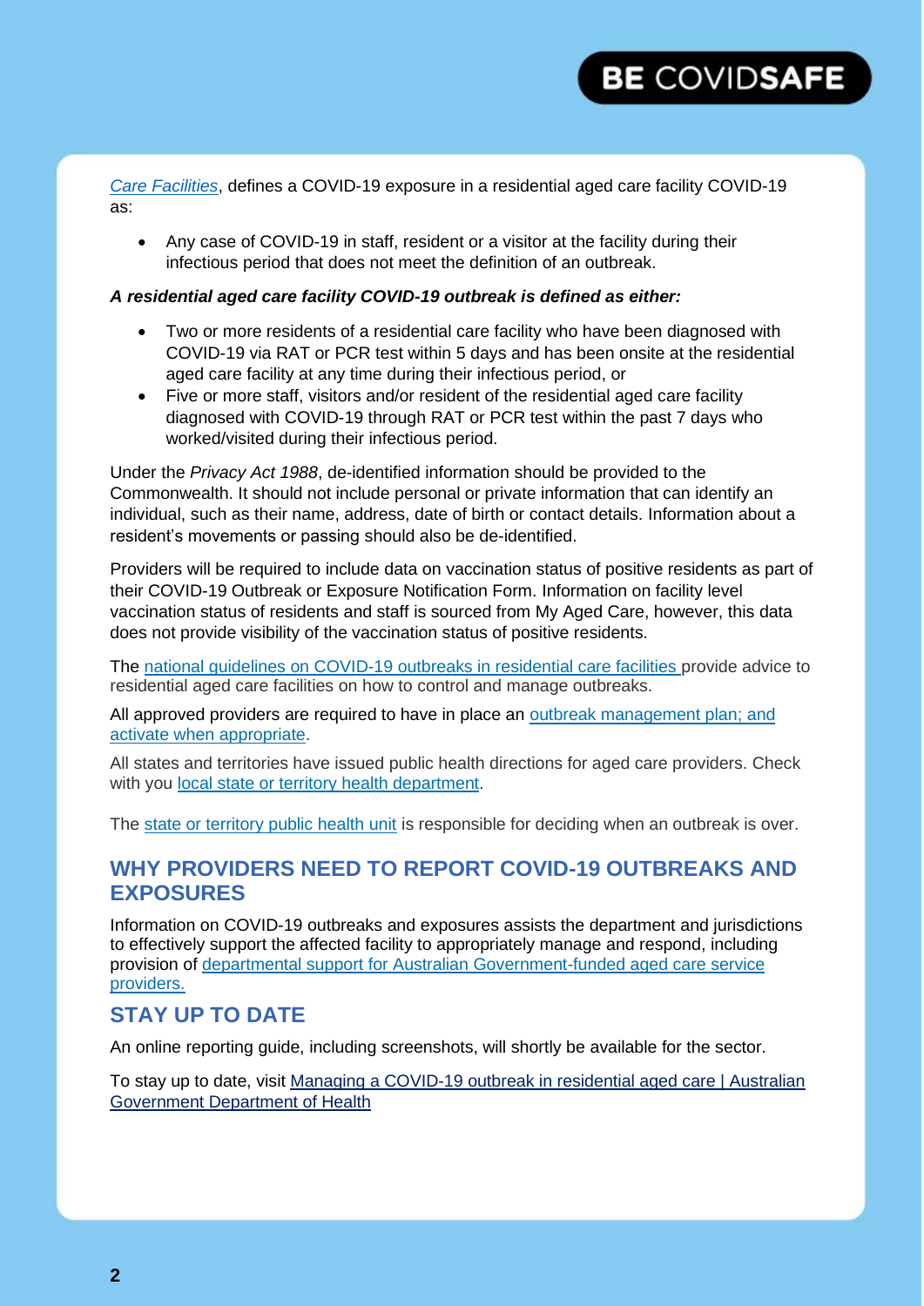*Care Facilities*, defines a COVID-19 exposure in a residential aged care facility COVID-19 as:

- Any case of COVID-19 in staff, resident or a visitor at the facility during their infectious period that does not meet the definition of an outbreak.

***A residential aged care facility COVID-19 outbreak is defined as either:***

- Two or more residents of a residential care facility who have been diagnosed with COVID-19 via RAT or PCR test within 5 days and has been onsite at the residential aged care facility at any time during their infectious period, or
- Five or more staff, visitors and/or resident of the residential aged care facility diagnosed with COVID-19 through RAT or PCR test within the past 7 days who worked/visited during their infectious period.

Under the *Privacy Act 1988*, de-identified information should be provided to the Commonwealth. It should not include personal or private information that can identify an individual, such as their name, address, date of birth or contact details. Information about a resident's movements or passing should also be de-identified.

Providers will be required to include data on vaccination status of positive residents as part of their COVID-19 Outbreak or Exposure Notification Form. Information on facility level vaccination status of residents and staff is sourced from My Aged Care, however, this data does not provide visibility of the vaccination status of positive residents.

The national guidelines on COVID-19 outbreaks in residential care facilities provide advice to residential aged care facilities on how to control and manage outbreaks.

All approved providers are required to have in place an outbreak management plan; and activate when appropriate.

All states and territories have issued public health directions for aged care providers. Check with you local state or territory health department.

The state or territory public health unit is responsible for deciding when an outbreak is over.

## WHY PROVIDERS NEED TO REPORT COVID-19 OUTBREAKS AND EXPOSURES

Information on COVID-19 outbreaks and exposures assists the department and jurisdictions to effectively support the affected facility to appropriately manage and respond, including provision of departmental support for Australian Government-funded aged care service providers.

## STAY UP TO DATE

An online reporting guide, including screenshots, will shortly be available for the sector.

To stay up to date, visit Managing a COVID-19 outbreak in residential aged care | Australian Government Department of Health